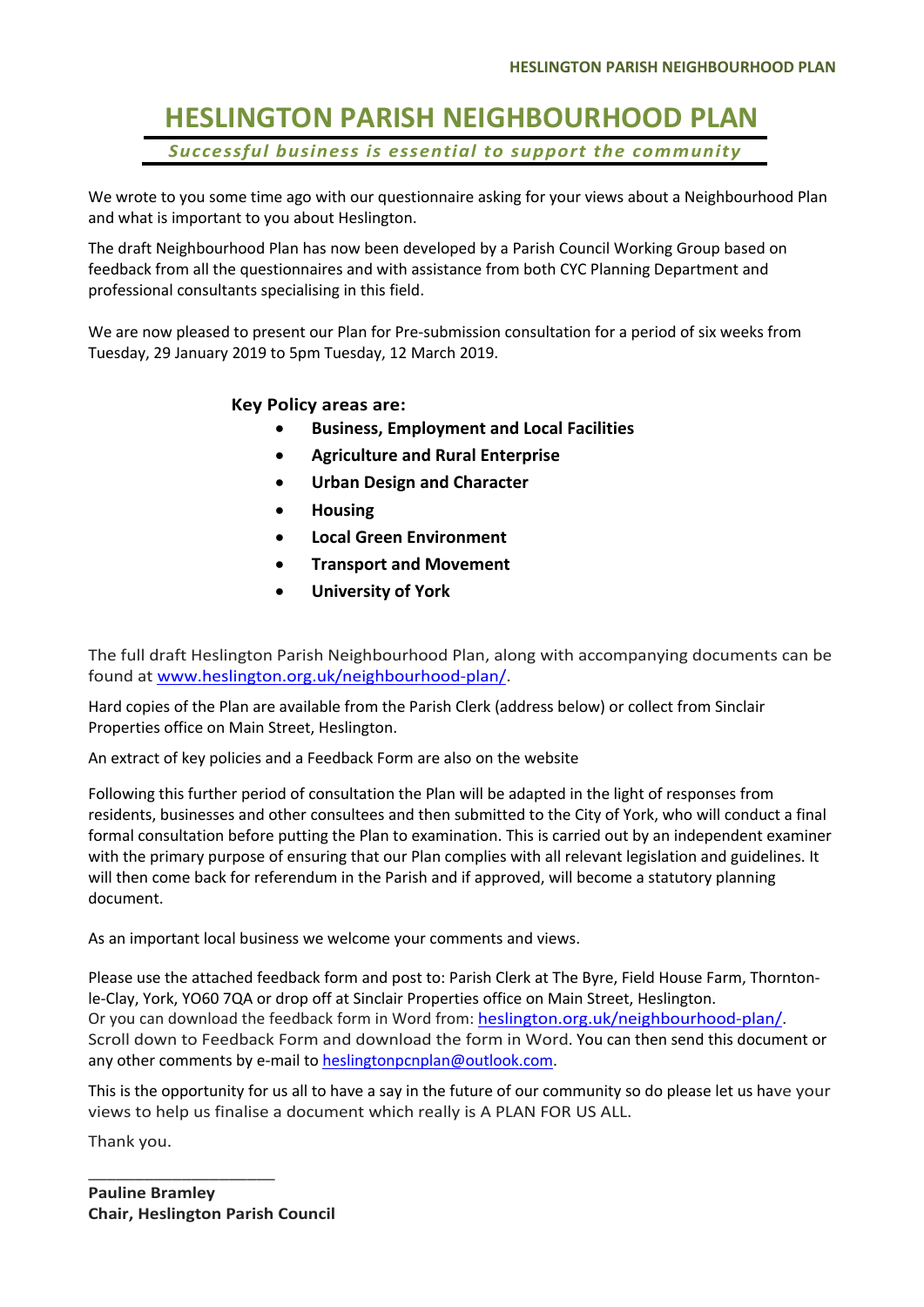# HESLINGTON PARISH NEIGHBOURHOOD PLAN

***Successful business is essential to support the community***

We wrote to you some time ago with our questionnaire asking for your views about a Neighbourhood Plan and what is important to you about Heslington.

The draft Neighbourhood Plan has now been developed by a Parish Council Working Group based on feedback from all the questionnaires and with assistance from both CYC Planning Department and professional consultants specialising in this field.

We are now pleased to present our Plan for Pre-submission consultation for a period of six weeks from Tuesday, 29 January 2019 to 5pm Tuesday, 12 March 2019.

**Key Policy areas are:**

- **Business, Employment and Local Facilities**
- **Agriculture and Rural Enterprise**
- **Urban Design and Character**
- **Housing**
- **Local Green Environment**
- **Transport and Movement**
- **University of York**

The full draft Heslington Parish Neighbourhood Plan, along with accompanying documents can be found at [www.heslington.org.uk/neighbourhood-plan/](www.heslington.org.uk/neighbourhood-plan/).

Hard copies of the Plan are available from the Parish Clerk (address below) or collect from Sinclair Properties office on Main Street, Heslington.

An extract of key policies and a Feedback Form are also on the website

Following this further period of consultation the Plan will be adapted in the light of responses from residents, businesses and other consultees and then submitted to the City of York, who will conduct a final formal consultation before putting the Plan to examination. This is carried out by an independent examiner with the primary purpose of ensuring that our Plan complies with all relevant legislation and guidelines. It will then come back for referendum in the Parish and if approved, will become a statutory planning document.

As an important local business we welcome your comments and views.

Please use the attached feedback form and post to: Parish Clerk at The Byre, Field House Farm, Thornton-le-Clay, York, YO60 7QA or drop off at Sinclair Properties office on Main Street, Heslington. Or you can download the feedback form in Word from: [heslington.org.uk/neighbourhood-plan/](heslington.org.uk/neighbourhood-plan/). Scroll down to Feedback Form and download the form in Word. You can then send this document or any other comments by e-mail to [heslingtonpcnplan@outlook.com](mailto:heslingtonpcnplan@outlook.com).

This is the opportunity for us all to have a say in the future of our community so do please let us have your views to help us finalise a document which really is A PLAN FOR US ALL.

Thank you.

______________________

**Pauline Bramley**
**Chair, Heslington Parish Council**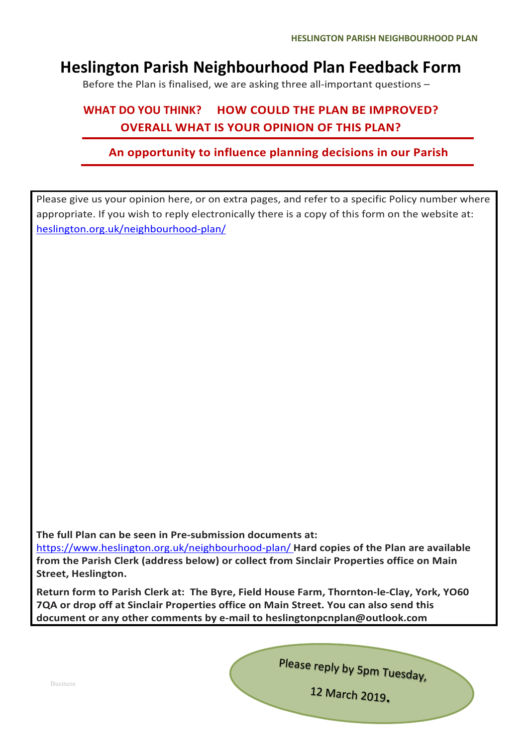# Heslington Parish Neighbourhood Plan Feedback Form

Before the Plan is finalised, we are asking three all-important questions –

**WHAT DO YOU THINK? HOW COULD THE PLAN BE IMPROVED?**
**OVERALL WHAT IS YOUR OPINION OF THIS PLAN?**

**An opportunity to influence planning decisions in our Parish**

Please give us your opinion here, or on extra pages, and refer to a specific Policy number where appropriate. If you wish to reply electronically there is a copy of this form on the website at: heslington.org.uk/neighbourhood-plan/

**The full Plan can be seen in Pre-submission documents at:**
https://www.heslington.org.uk/neighbourhood-plan/ **Hard copies of the Plan are available from the Parish Clerk (address below) or collect from Sinclair Properties office on Main Street, Heslington.**

**Return form to Parish Clerk at: The Byre, Field House Farm, Thornton-le-Clay, York, YO60 7QA or drop off at Sinclair Properties office on Main Street. You can also send this document or any other comments by e-mail to heslingtonpcnplan@outlook.com**

Please reply by 5pm Tuesday, 12 March 2019.

Business